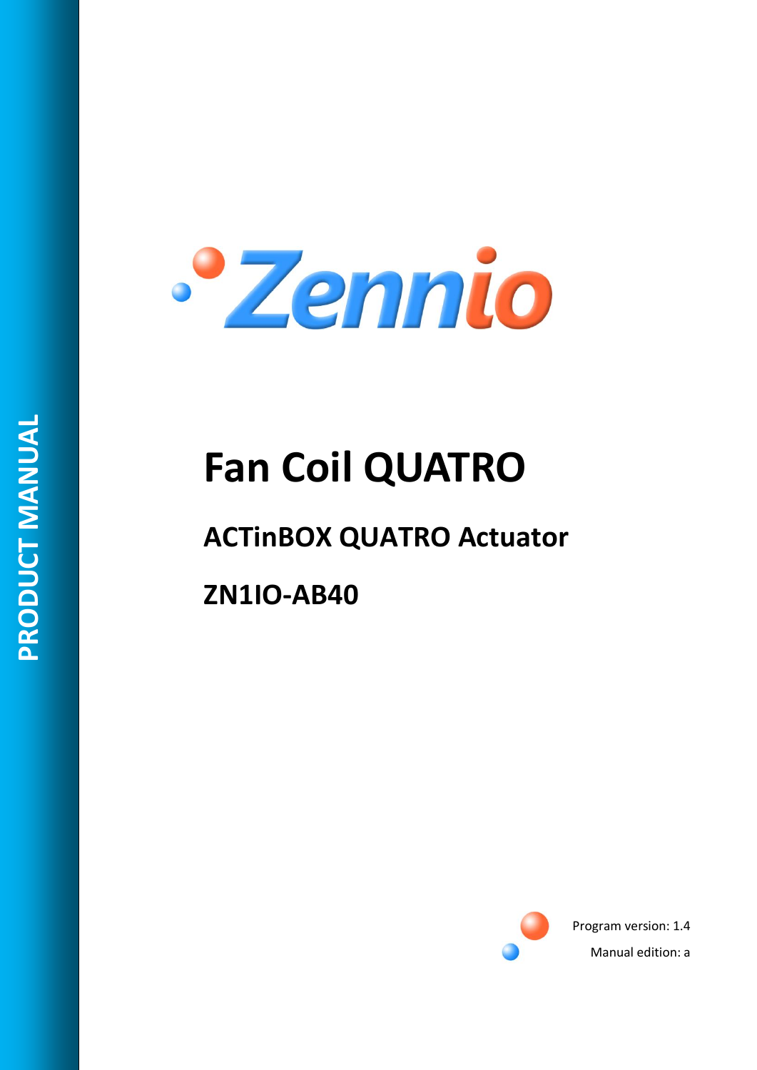PRODUCT MANUAL

Zennio

# Fan Coil QUATRO

## ACTinBOX QUATRO Actuator

## ZN1IO-AB40

Program version: 1.4

Manual edition: a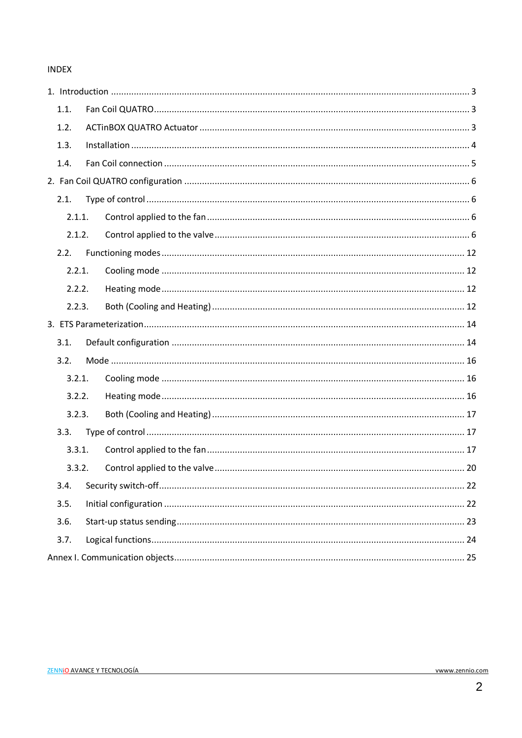INDEX

1. Introduction ........................................................................................................................................ 3
   1.1. Fan Coil QUATRO ........................................................................................................................ 3
   1.2. ACTinBOX QUATRO Actuator ...................................................................................................... 3
   1.3. Installation ................................................................................................................................. 4
   1.4. Fan Coil connection ..................................................................................................................... 5
2. Fan Coil QUATRO configuration ............................................................................................................ 6
   2.1. Type of control ........................................................................................................................... 6
      2.1.1. Control applied to the fan ..................................................................................................... 6
      2.1.2. Control applied to the valve .................................................................................................. 6
   2.2. Functioning modes ................................................................................................................... 12
      2.2.1. Cooling mode ..................................................................................................................... 12
      2.2.2. Heating mode ..................................................................................................................... 12
      2.2.3. Both (Cooling and Heating) .................................................................................................. 12
3. ETS Parameterization ......................................................................................................................... 14
   3.1. Default configuration ............................................................................................................... 14
   3.2. Mode ....................................................................................................................................... 16
      3.2.1. Cooling mode ..................................................................................................................... 16
      3.2.2. Heating mode ..................................................................................................................... 16
      3.2.3. Both (Cooling and Heating) .................................................................................................. 17
   3.3. Type of control ......................................................................................................................... 17
      3.3.1. Control applied to the fan ................................................................................................... 17
      3.3.2. Control applied to the valve ................................................................................................ 20
   3.4. Security switch-off .................................................................................................................... 22
   3.5. Initial configuration .................................................................................................................. 22
   3.6. Start-up status sending ............................................................................................................. 23
   3.7. Logical functions ....................................................................................................................... 24

Annex I. Communication objects ............................................................................................................ 25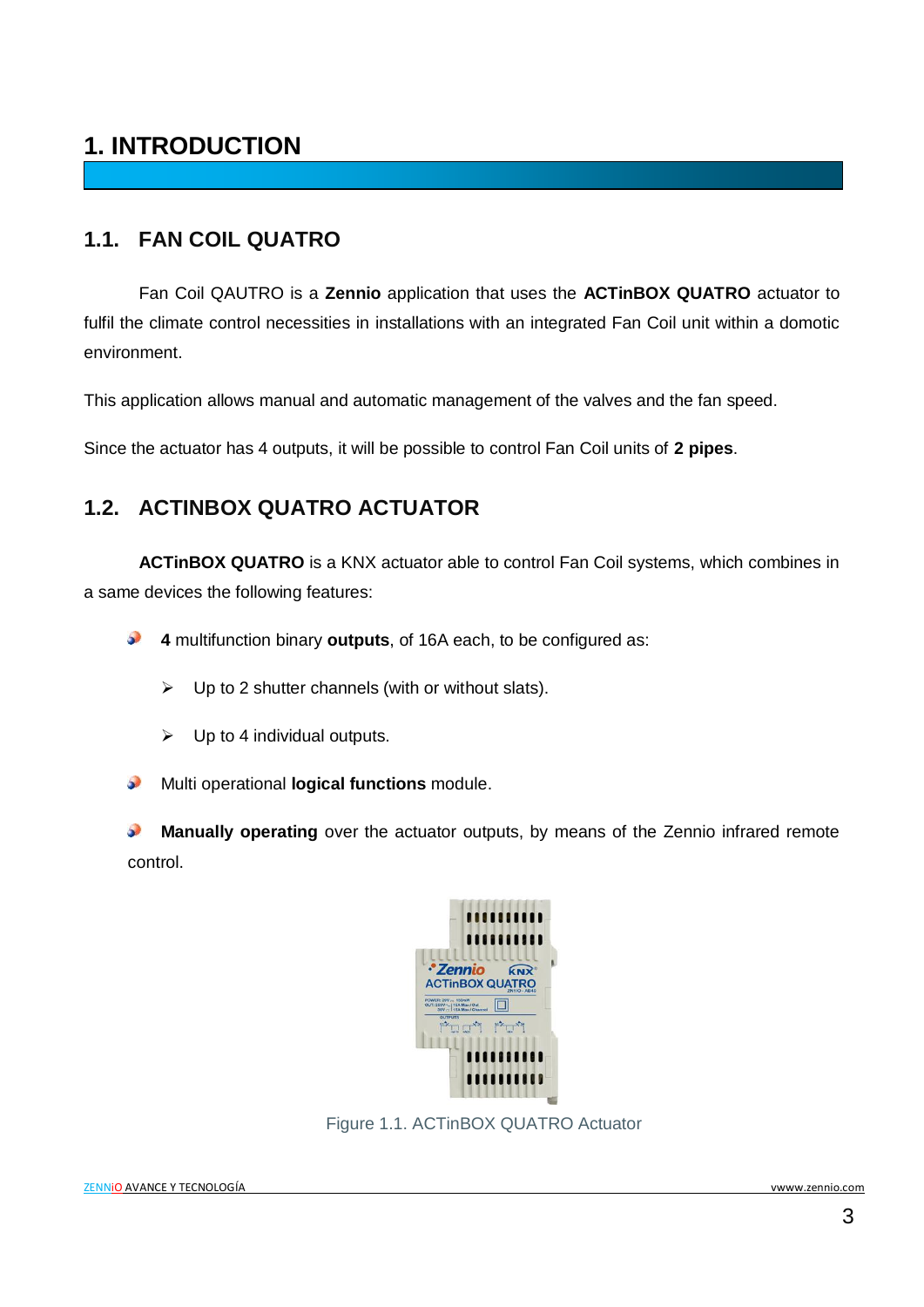# 1. INTRODUCTION

## 1.1. FAN COIL QUATRO

Fan Coil QAUTRO is a **Zennio** application that uses the **ACTinBOX QUATRO** actuator to fulfil the climate control necessities in installations with an integrated Fan Coil unit within a domotic environment.

This application allows manual and automatic management of the valves and the fan speed.

Since the actuator has 4 outputs, it will be possible to control Fan Coil units of **2 pipes**.

## 1.2. ACTINBOX QUATRO ACTUATOR

**ACTinBOX QUATRO** is a KNX actuator able to control Fan Coil systems, which combines in a same devices the following features:

- **4** multifunction binary **outputs**, of 16A each, to be configured as:
  - Up to 2 shutter channels (with or without slats).
  - Up to 4 individual outputs.
- Multi operational **logical functions** module.
- **Manually operating** over the actuator outputs, by means of the Zennio infrared remote control.

Figure 1.1. ACTinBOX QUATRO Actuator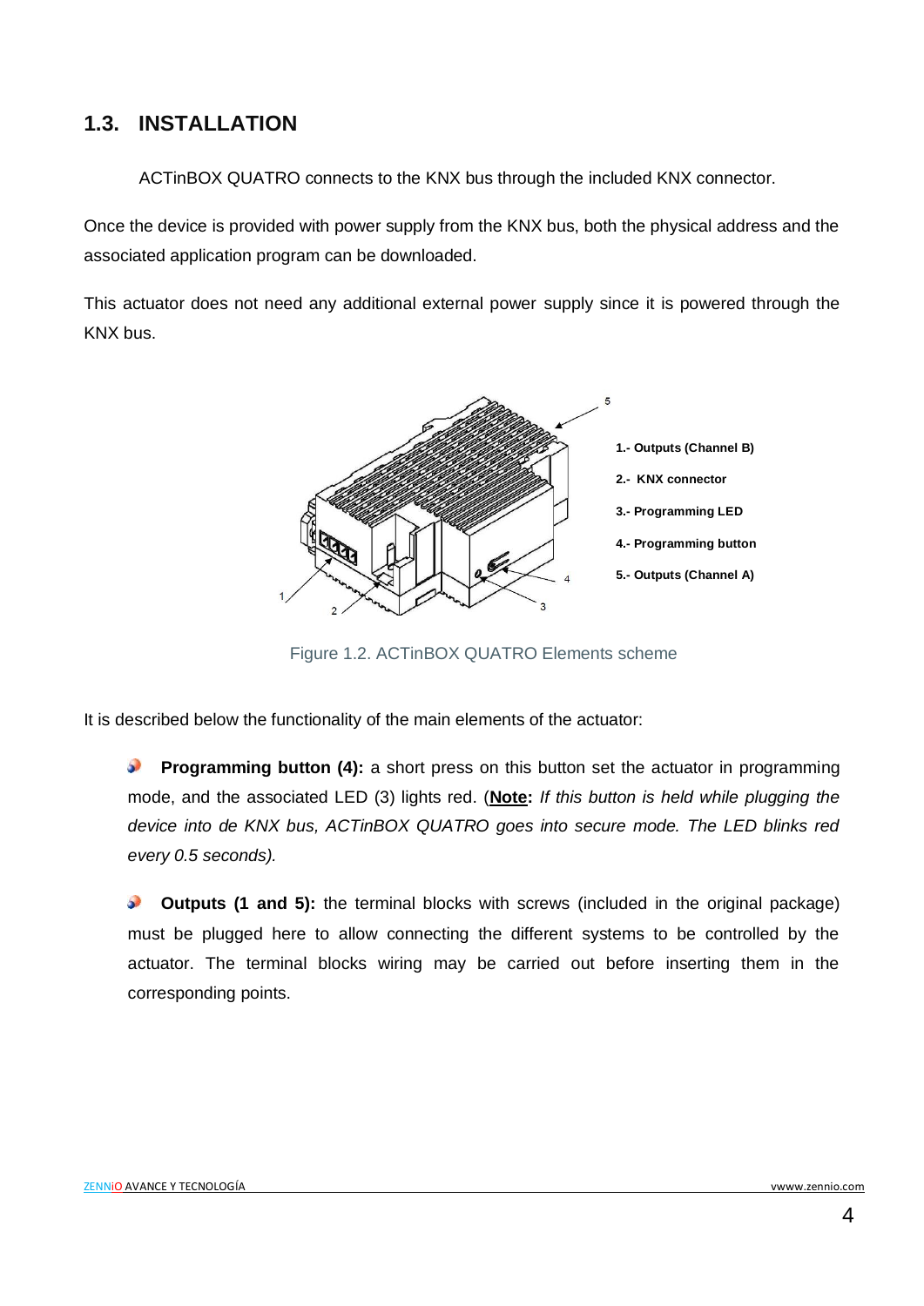## 1.3. INSTALLATION

ACTinBOX QUATRO connects to the KNX bus through the included KNX connector.

Once the device is provided with power supply from the KNX bus, both the physical address and the associated application program can be downloaded.

This actuator does not need any additional external power supply since it is powered through the KNX bus.

**1.- Outputs (Channel B)**

**2.- KNX connector**

**3.- Programming LED**

**4.- Programming button**

**5.- Outputs (Channel A)**

Figure 1.2. ACTinBOX QUATRO Elements scheme

It is described below the functionality of the main elements of the actuator:

- **Programming button (4):** a short press on this button set the actuator in programming mode, and the associated LED (3) lights red. (**Note:** *If this button is held while plugging the device into de KNX bus, ACTinBOX QUATRO goes into secure mode. The LED blinks red every 0.5 seconds).*

- **Outputs (1 and 5):** the terminal blocks with screws (included in the original package) must be plugged here to allow connecting the different systems to be controlled by the actuator. The terminal blocks wiring may be carried out before inserting them in the corresponding points.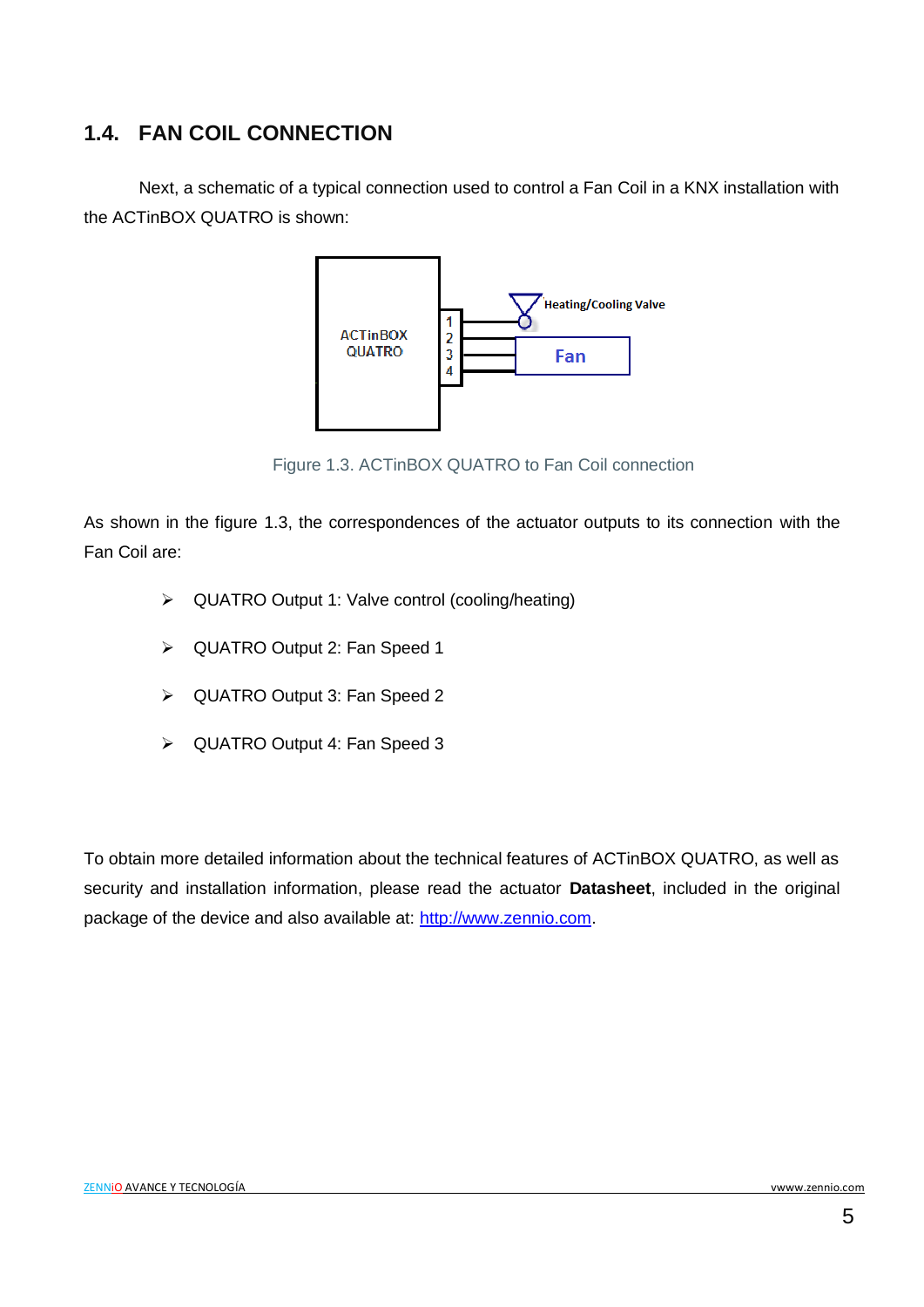## 1.4. FAN COIL CONNECTION

Next, a schematic of a typical connection used to control a Fan Coil in a KNX installation with the ACTinBOX QUATRO is shown:

Figure 1.3. ACTinBOX QUATRO to Fan Coil connection

As shown in the figure 1.3, the correspondences of the actuator outputs to its connection with the Fan Coil are:

- QUATRO Output 1: Valve control (cooling/heating)
- QUATRO Output 2: Fan Speed 1
- QUATRO Output 3: Fan Speed 2
- QUATRO Output 4: Fan Speed 3

To obtain more detailed information about the technical features of ACTinBOX QUATRO, as well as security and installation information, please read the actuator **Datasheet**, included in the original package of the device and also available at: [http://www.zennio.com](http://www.zennio.com).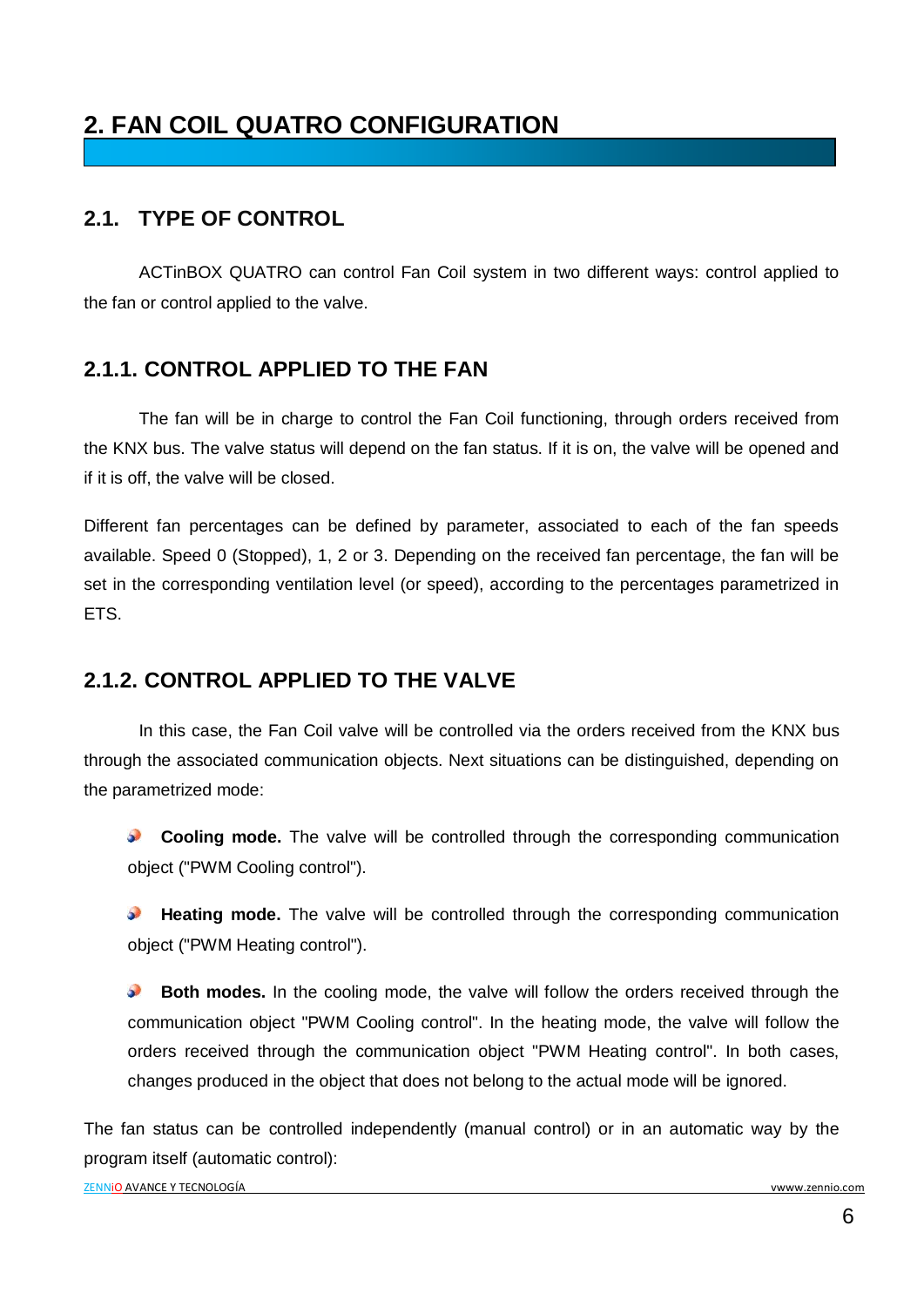# 2. FAN COIL QUATRO CONFIGURATION

## 2.1. TYPE OF CONTROL

ACTinBOX QUATRO can control Fan Coil system in two different ways: control applied to the fan or control applied to the valve.

### 2.1.1. CONTROL APPLIED TO THE FAN

The fan will be in charge to control the Fan Coil functioning, through orders received from the KNX bus. The valve status will depend on the fan status. If it is on, the valve will be opened and if it is off, the valve will be closed.

Different fan percentages can be defined by parameter, associated to each of the fan speeds available. Speed 0 (Stopped), 1, 2 or 3. Depending on the received fan percentage, the fan will be set in the corresponding ventilation level (or speed), according to the percentages parametrized in ETS.

### 2.1.2. CONTROL APPLIED TO THE VALVE

In this case, the Fan Coil valve will be controlled via the orders received from the KNX bus through the associated communication objects. Next situations can be distinguished, depending on the parametrized mode:

- **Cooling mode.** The valve will be controlled through the corresponding communication object ("PWM Cooling control").
- **Heating mode.** The valve will be controlled through the corresponding communication object ("PWM Heating control").
- **Both modes.** In the cooling mode, the valve will follow the orders received through the communication object "PWM Cooling control". In the heating mode, the valve will follow the orders received through the communication object "PWM Heating control". In both cases, changes produced in the object that does not belong to the actual mode will be ignored.

The fan status can be controlled independently (manual control) or in an automatic way by the program itself (automatic control):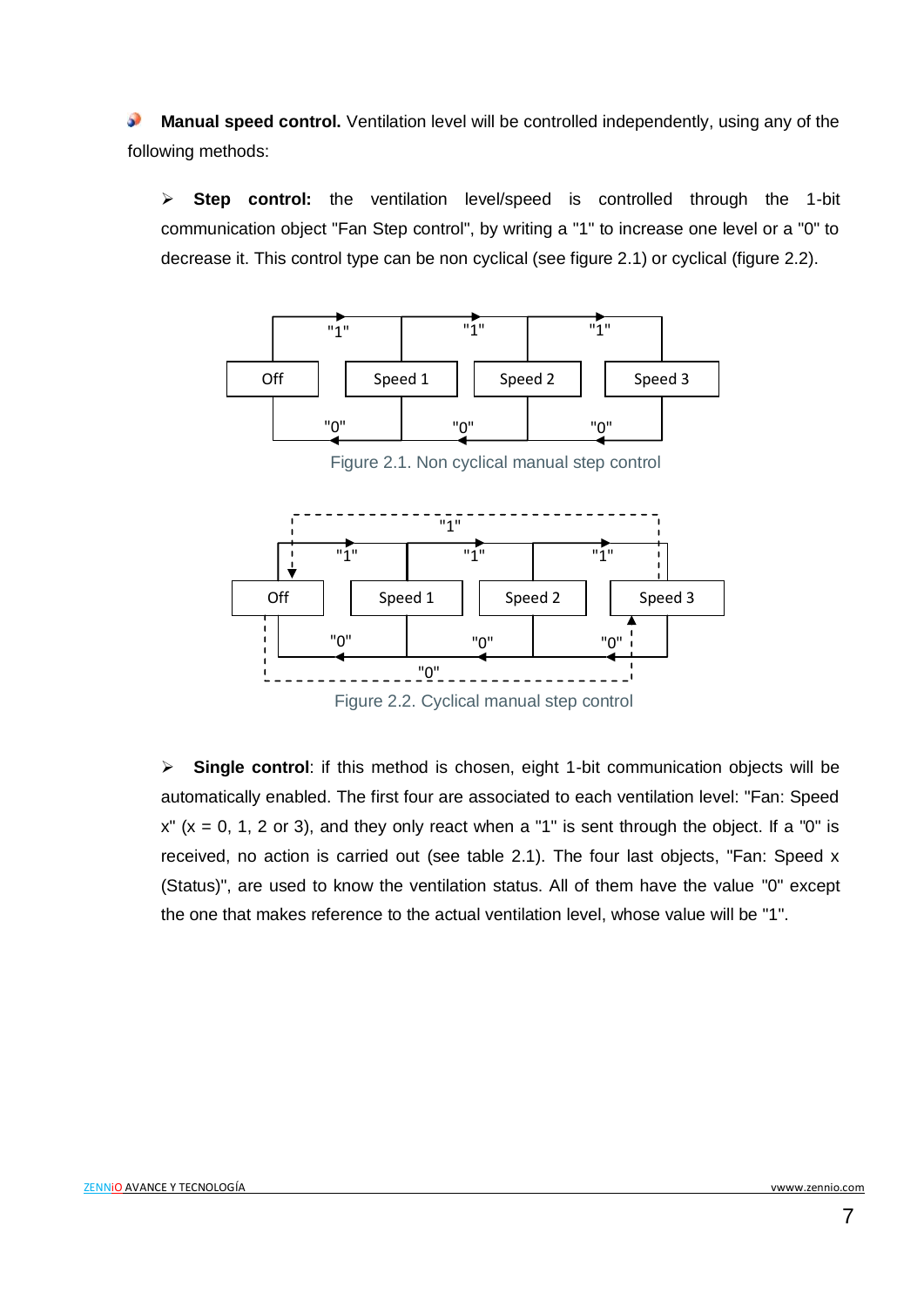**Manual speed control.** Ventilation level will be controlled independently, using any of the following methods:

- **Step control:** the ventilation level/speed is controlled through the 1-bit communication object "Fan Step control", by writing a "1" to increase one level or a "0" to decrease it. This control type can be non cyclical (see figure 2.1) or cyclical (figure 2.2).

Figure 2.1. Non cyclical manual step control

Figure 2.2. Cyclical manual step control

- **Single control**: if this method is chosen, eight 1-bit communication objects will be automatically enabled. The first four are associated to each ventilation level: "Fan: Speed x" (x = 0, 1, 2 or 3), and they only react when a "1" is sent through the object. If a "0" is received, no action is carried out (see table 2.1). The four last objects, "Fan: Speed x (Status)", are used to know the ventilation status. All of them have the value "0" except the one that makes reference to the actual ventilation level, whose value will be "1".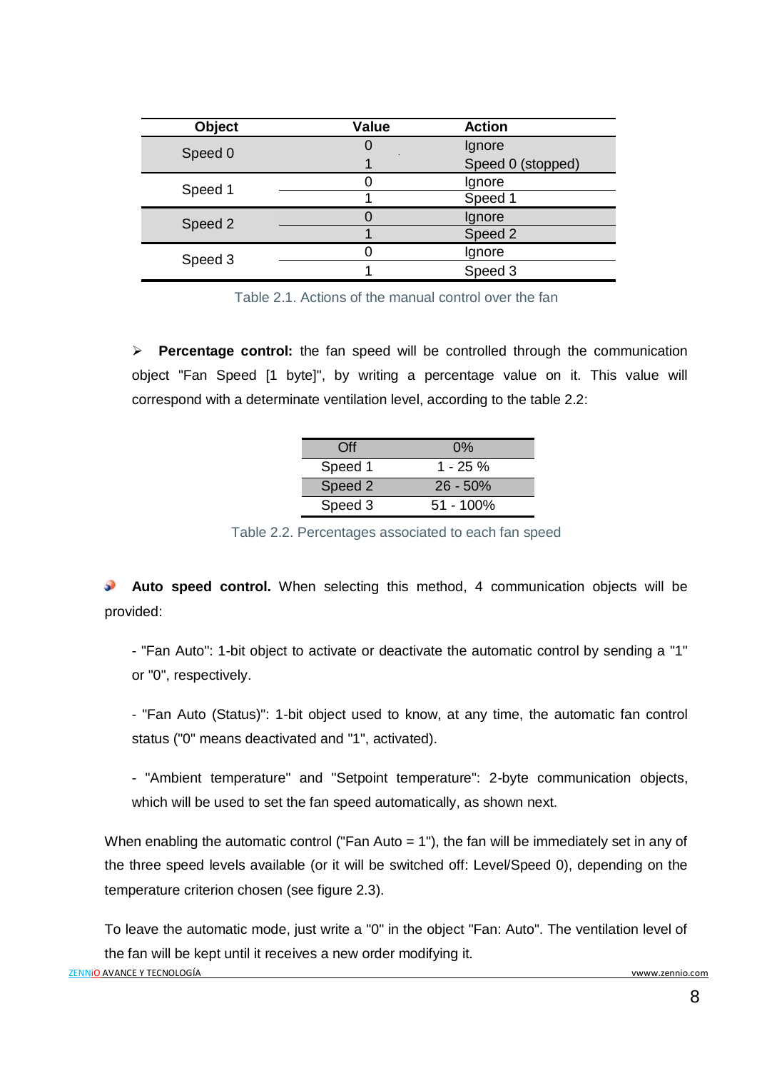| Object | Value | Action |
|---|---|---|
| Speed 0 | 0 | Ignore |
| | 1 | Speed 0 (stopped) |
| Speed 1 | 0 | Ignore |
| | 1 | Speed 1 |
| Speed 2 | 0 | Ignore |
| | 1 | Speed 2 |
| Speed 3 | 0 | Ignore |
| | 1 | Speed 3 |

Table 2.1. Actions of the manual control over the fan

- **Percentage control:** the fan speed will be controlled through the communication object "Fan Speed [1 byte]", by writing a percentage value on it. This value will correspond with a determinate ventilation level, according to the table 2.2:

| Off | 0% |
|---|---|
| Speed 1 | 1 - 25 % |
| Speed 2 | 26 - 50% |
| Speed 3 | 51 - 100% |

Table 2.2. Percentages associated to each fan speed

- **Auto speed control.** When selecting this method, 4 communication objects will be provided:

  - "Fan Auto": 1-bit object to activate or deactivate the automatic control by sending a "1" or "0", respectively.

  - "Fan Auto (Status)": 1-bit object used to know, at any time, the automatic fan control status ("0" means deactivated and "1", activated).

  - "Ambient temperature" and "Setpoint temperature": 2-byte communication objects, which will be used to set the fan speed automatically, as shown next.

When enabling the automatic control ("Fan Auto = 1"), the fan will be immediately set in any of the three speed levels available (or it will be switched off: Level/Speed 0), depending on the temperature criterion chosen (see figure 2.3).

To leave the automatic mode, just write a "0" in the object "Fan: Auto". The ventilation level of the fan will be kept until it receives a new order modifying it.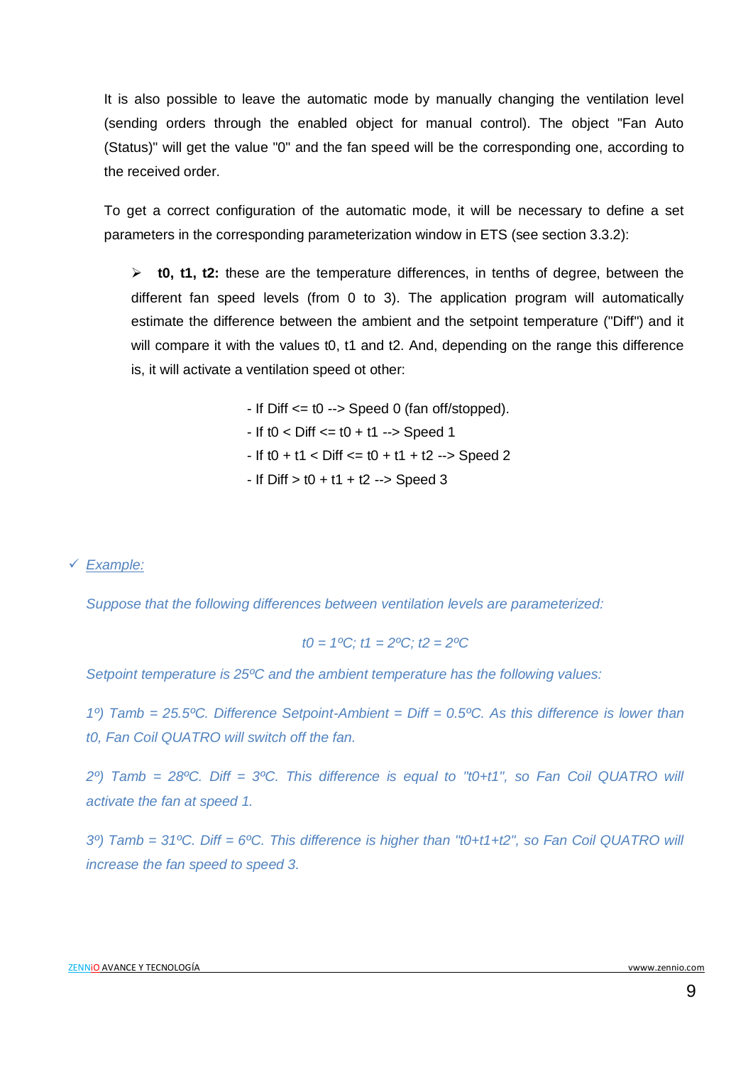It is also possible to leave the automatic mode by manually changing the ventilation level (sending orders through the enabled object for manual control). The object "Fan Auto (Status)" will get the value "0" and the fan speed will be the corresponding one, according to the received order.

To get a correct configuration of the automatic mode, it will be necessary to define a set parameters in the corresponding parameterization window in ETS (see section 3.3.2):

- **t0, t1, t2:** these are the temperature differences, in tenths of degree, between the different fan speed levels (from 0 to 3). The application program will automatically estimate the difference between the ambient and the setpoint temperature ("Diff") and it will compare it with the values t0, t1 and t2. And, depending on the range this difference is, it will activate a ventilation speed ot other:

  - If Diff <= t0 --> Speed 0 (fan off/stopped).
  - If t0 < Diff <= t0 + t1 --> Speed 1
  - If t0 + t1 < Diff <= t0 + t1 + t2 --> Speed 2
  - If Diff > t0 + t1 + t2 --> Speed 3

✓ *Example:*

*Suppose that the following differences between ventilation levels are parameterized:*

*t0 = 1ºC; t1 = 2ºC; t2 = 2ºC*

*Setpoint temperature is 25ºC and the ambient temperature has the following values:*

*1º) Tamb = 25.5ºC. Difference Setpoint-Ambient = Diff = 0.5ºC. As this difference is lower than t0, Fan Coil QUATRO will switch off the fan.*

*2º) Tamb = 28ºC. Diff = 3ºC. This difference is equal to "t0+t1", so Fan Coil QUATRO will activate the fan at speed 1.*

*3º) Tamb = 31ºC. Diff = 6ºC. This difference is higher than "t0+t1+t2", so Fan Coil QUATRO will increase the fan speed to speed 3.*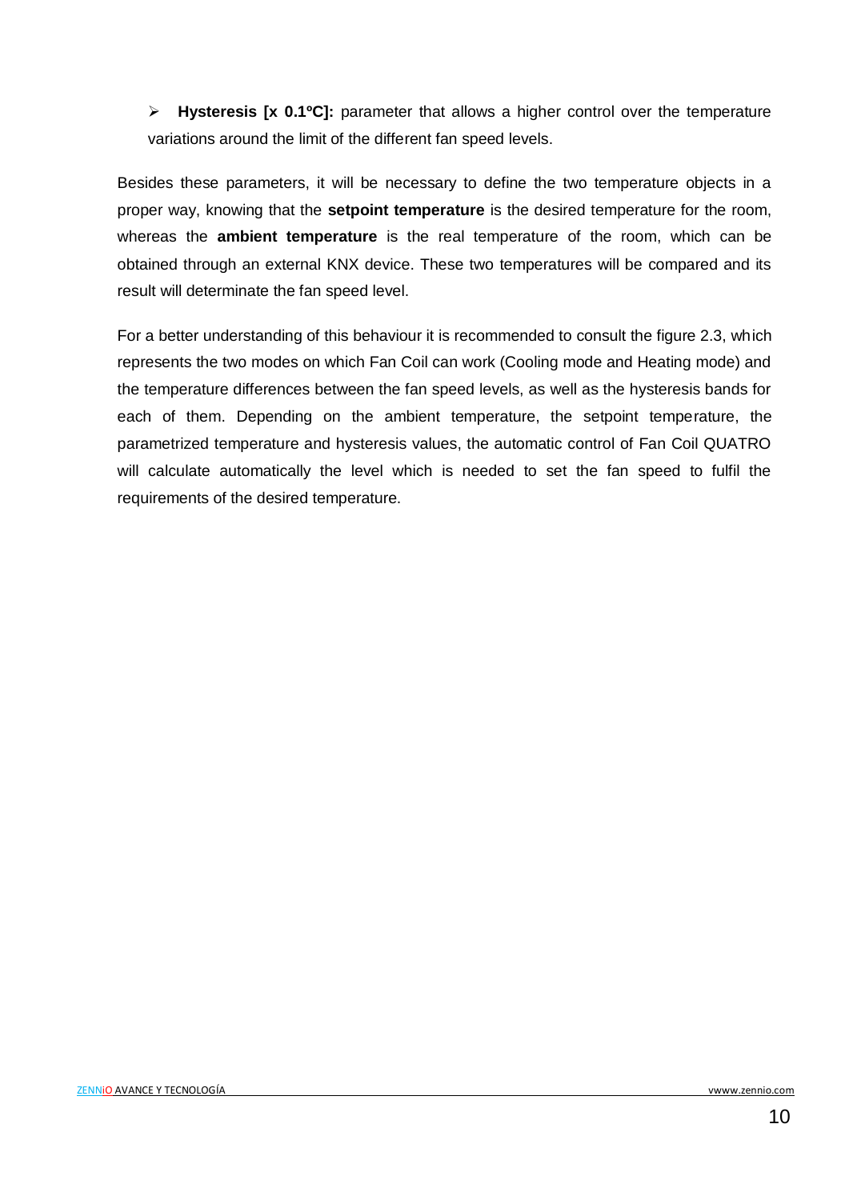- **Hysteresis [x 0.1ºC]:** parameter that allows a higher control over the temperature variations around the limit of the different fan speed levels.

Besides these parameters, it will be necessary to define the two temperature objects in a proper way, knowing that the **setpoint temperature** is the desired temperature for the room, whereas the **ambient temperature** is the real temperature of the room, which can be obtained through an external KNX device. These two temperatures will be compared and its result will determinate the fan speed level.

For a better understanding of this behaviour it is recommended to consult the figure 2.3, which represents the two modes on which Fan Coil can work (Cooling mode and Heating mode) and the temperature differences between the fan speed levels, as well as the hysteresis bands for each of them. Depending on the ambient temperature, the setpoint temperature, the parametrized temperature and hysteresis values, the automatic control of Fan Coil QUATRO will calculate automatically the level which is needed to set the fan speed to fulfil the requirements of the desired temperature.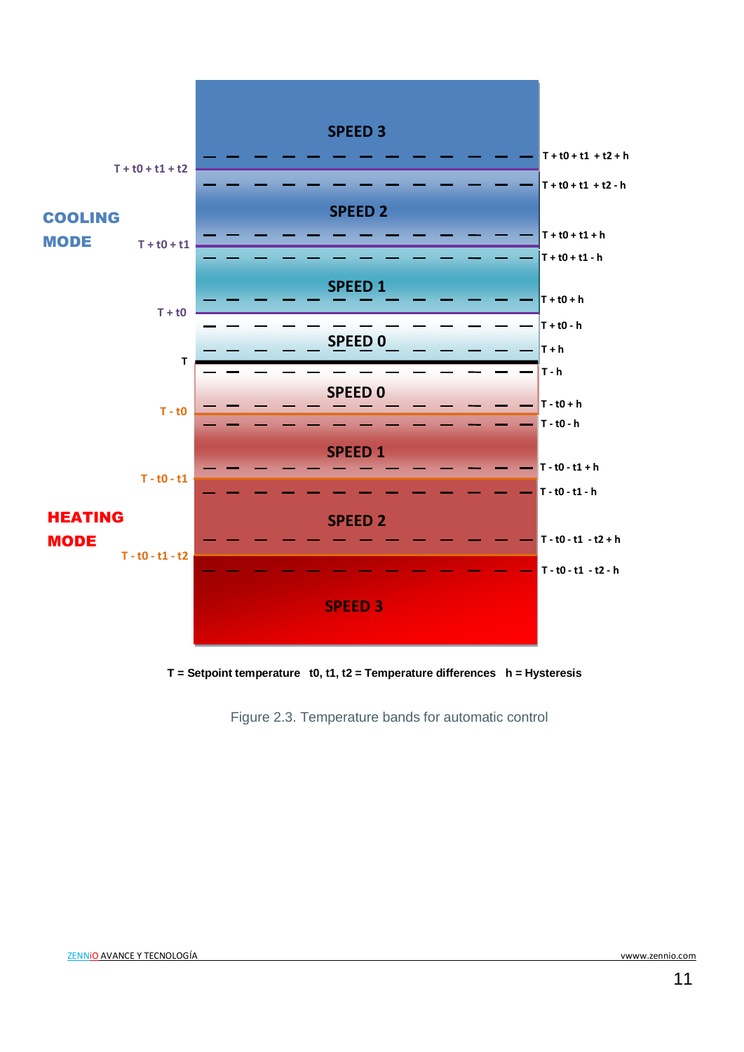| | Left label | Band | Right label |
|---|---|---|---|
| | | SPEED 3 | |
| | | | T + t0 + t1 + t2 + h |
| | T + t0 + t1 + t2 | | |
| | | | T + t0 + t1 + t2 - h |
| **COOLING MODE** | | SPEED 2 | |
| | | | T + t0 + t1 + h |
| | T + t0 + t1 | | |
| | | | T + t0 + t1 - h |
| | | SPEED 1 | |
| | | | T + t0 + h |
| | T + t0 | | |
| | | | T + t0 - h |
| | | SPEED 0 | |
| | | | T + h |
| | T | | |
| | | | T - h |
| | | SPEED 0 | |
| | | | T - t0 + h |
| | T - t0 | | |
| | | | T - t0 - h |
| | | SPEED 1 | |
| | | | T - t0 - t1 + h |
| | T - t0 - t1 | | |
| | | | T - t0 - t1 - h |
| **HEATING MODE** | | SPEED 2 | |
| | | | T - t0 - t1 - t2 + h |
| | T - t0 - t1 - t2 | | |
| | | | T - t0 - t1 - t2 - h |
| | | SPEED 3 | |

**T = Setpoint temperature t0, t1, t2 = Temperature differences h = Hysteresis**

Figure 2.3. Temperature bands for automatic control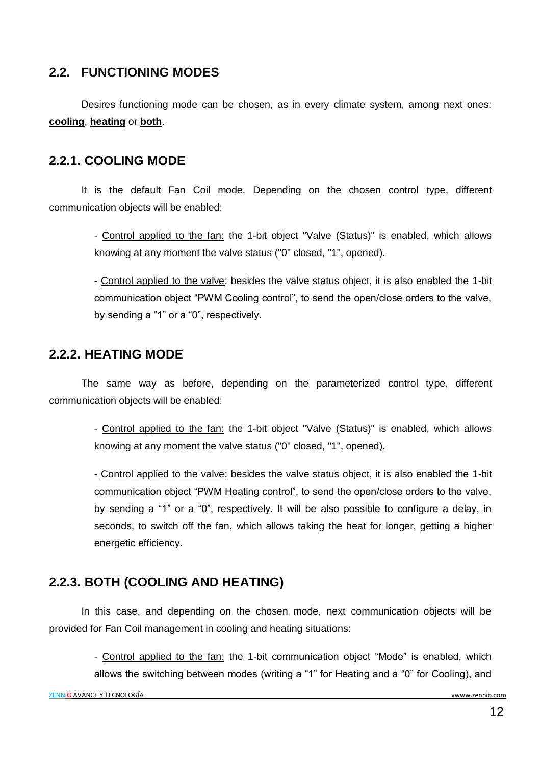## 2.2. FUNCTIONING MODES

Desires functioning mode can be chosen, as in every climate system, among next ones: **cooling**, **heating** or **both**.

### 2.2.1. COOLING MODE

It is the default Fan Coil mode. Depending on the chosen control type, different communication objects will be enabled:

- Control applied to the fan: the 1-bit object "Valve (Status)" is enabled, which allows knowing at any moment the valve status ("0" closed, "1", opened).

- Control applied to the valve: besides the valve status object, it is also enabled the 1-bit communication object “PWM Cooling control”, to send the open/close orders to the valve, by sending a “1” or a “0”, respectively.

### 2.2.2. HEATING MODE

The same way as before, depending on the parameterized control type, different communication objects will be enabled:

- Control applied to the fan: the 1-bit object "Valve (Status)" is enabled, which allows knowing at any moment the valve status ("0" closed, "1", opened).

- Control applied to the valve: besides the valve status object, it is also enabled the 1-bit communication object “PWM Heating control”, to send the open/close orders to the valve, by sending a “1” or a “0”, respectively. It will be also possible to configure a delay, in seconds, to switch off the fan, which allows taking the heat for longer, getting a higher energetic efficiency.

### 2.2.3. BOTH (COOLING AND HEATING)

In this case, and depending on the chosen mode, next communication objects will be provided for Fan Coil management in cooling and heating situations:

- Control applied to the fan: the 1-bit communication object “Mode” is enabled, which allows the switching between modes (writing a “1” for Heating and a “0” for Cooling), and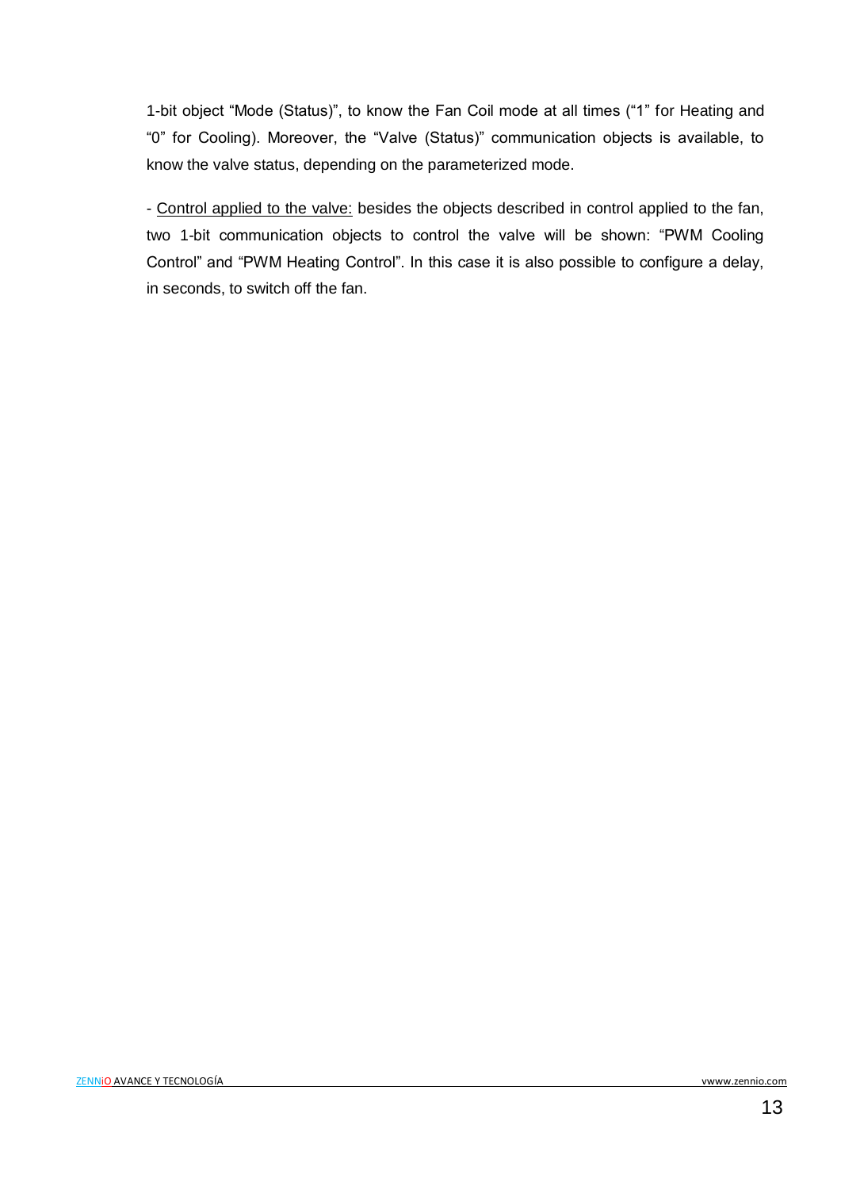1-bit object "Mode (Status)", to know the Fan Coil mode at all times ("1" for Heating and "0" for Cooling). Moreover, the "Valve (Status)" communication objects is available, to know the valve status, depending on the parameterized mode.

- <u>Control applied to the valve:</u> besides the objects described in control applied to the fan, two 1-bit communication objects to control the valve will be shown: "PWM Cooling Control" and "PWM Heating Control". In this case it is also possible to configure a delay, in seconds, to switch off the fan.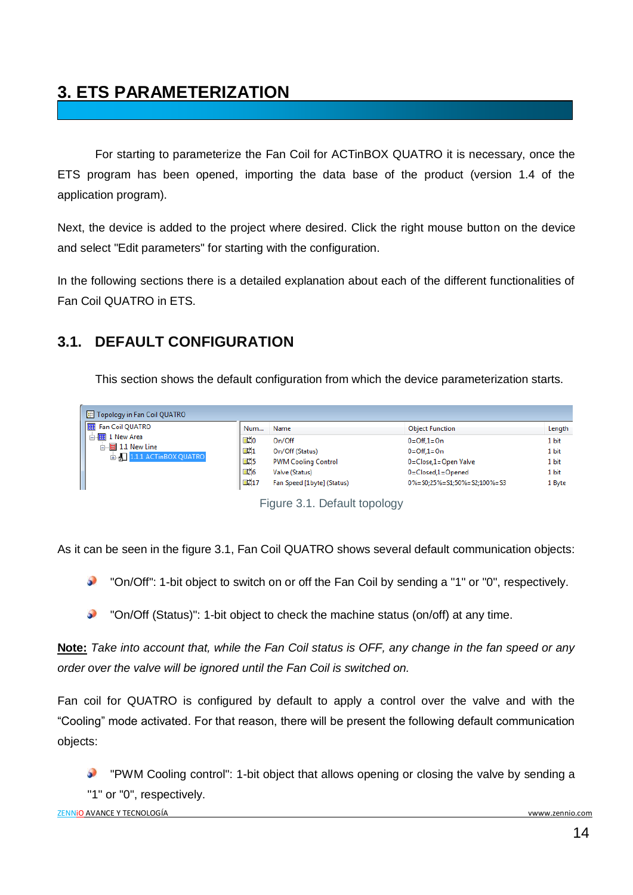# 3. ETS PARAMETERIZATION

For starting to parameterize the Fan Coil for ACTinBOX QUATRO it is necessary, once the ETS program has been opened, importing the data base of the product (version 1.4 of the application program).

Next, the device is added to the project where desired. Click the right mouse button on the device and select "Edit parameters" for starting with the configuration.

In the following sections there is a detailed explanation about each of the different functionalities of Fan Coil QUATRO in ETS.

## 3.1. DEFAULT CONFIGURATION

This section shows the default configuration from which the device parameterization starts.

| Num... | Name | Object Function | Length |
|---|---|---|---|
| 0 | On/Off | 0=Off,1=On | 1 bit |
| 1 | On/Off (Status) | 0=Off,1=On | 1 bit |
| 5 | PWM Cooling Control | 0=Close,1=Open Valve | 1 bit |
| 6 | Valve (Status) | 0=Closed,1=Opened | 1 bit |
| 17 | Fan Speed [1byte] (Status) | 0%=S0;25%=S1;50%=S2;100%=S3 | 1 Byte |

Figure 3.1. Default topology

As it can be seen in the figure 3.1, Fan Coil QUATRO shows several default communication objects:

- "On/Off": 1-bit object to switch on or off the Fan Coil by sending a "1" or "0", respectively.
- "On/Off (Status)": 1-bit object to check the machine status (on/off) at any time.

**Note:** *Take into account that, while the Fan Coil status is OFF, any change in the fan speed or any order over the valve will be ignored until the Fan Coil is switched on.*

Fan coil for QUATRO is configured by default to apply a control over the valve and with the "Cooling" mode activated. For that reason, there will be present the following default communication objects:

- "PWM Cooling control": 1-bit object that allows opening or closing the valve by sending a "1" or "0", respectively.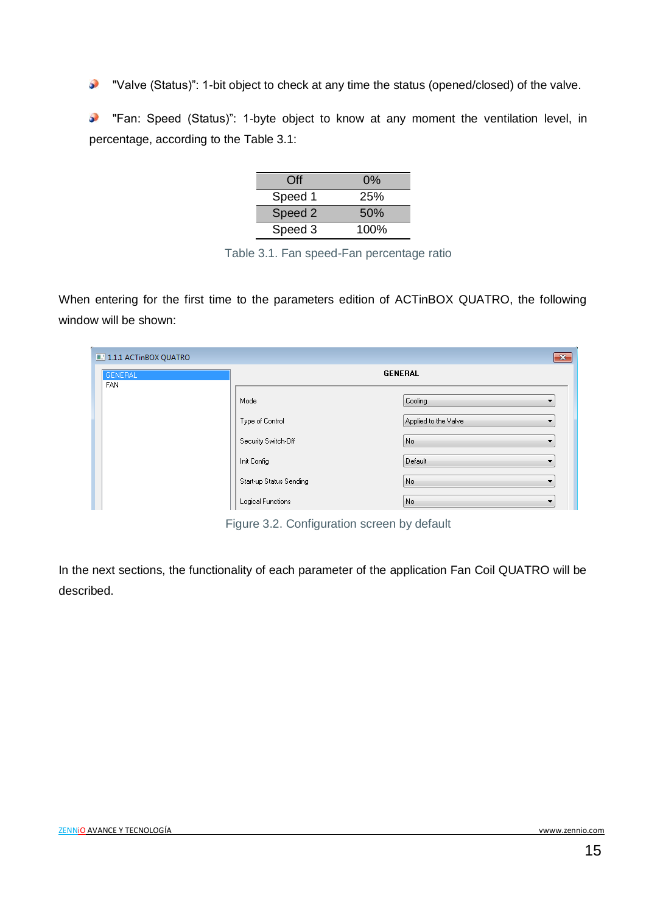- "Valve (Status)": 1-bit object to check at any time the status (opened/closed) of the valve.

- "Fan: Speed (Status)": 1-byte object to know at any moment the ventilation level, in percentage, according to the Table 3.1:

| Off | 0% |
|---|---|
| Speed 1 | 25% |
| Speed 2 | 50% |
| Speed 3 | 100% |

Table 3.1. Fan speed-Fan percentage ratio

When entering for the first time to the parameters edition of ACTinBOX QUATRO, the following window will be shown:

Figure 3.2. Configuration screen by default

In the next sections, the functionality of each parameter of the application Fan Coil QUATRO will be described.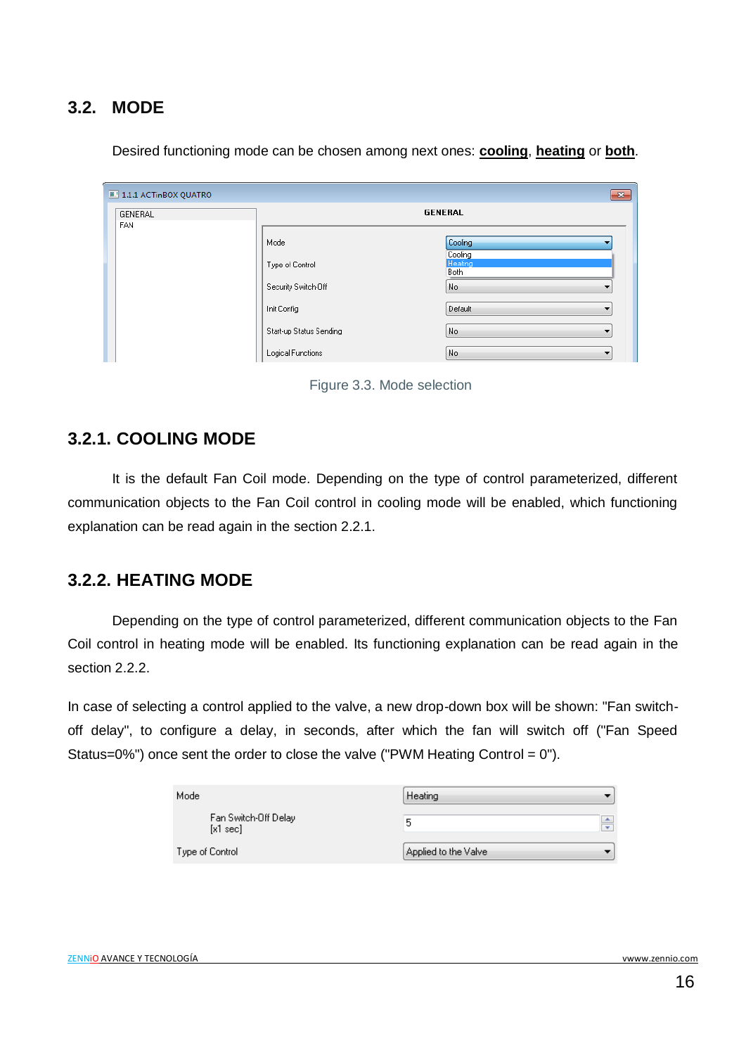## 3.2. MODE

Desired functioning mode can be chosen among next ones: **cooling**, **heating** or **both**.

Figure 3.3. Mode selection

### 3.2.1. COOLING MODE

It is the default Fan Coil mode. Depending on the type of control parameterized, different communication objects to the Fan Coil control in cooling mode will be enabled, which functioning explanation can be read again in the section 2.2.1.

### 3.2.2. HEATING MODE

Depending on the type of control parameterized, different communication objects to the Fan Coil control in heating mode will be enabled. Its functioning explanation can be read again in the section 2.2.2.

In case of selecting a control applied to the valve, a new drop-down box will be shown: "Fan switch-off delay", to configure a delay, in seconds, after which the fan will switch off ("Fan Speed Status=0%") once sent the order to close the valve ("PWM Heating Control = 0").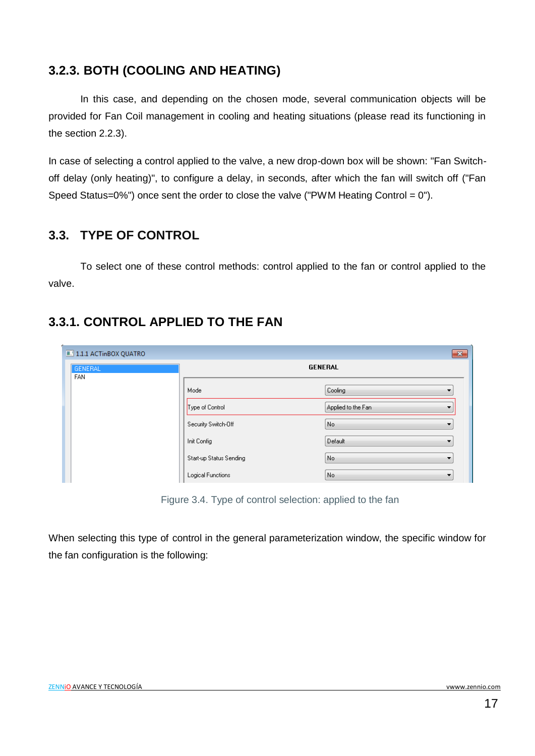### 3.2.3. BOTH (COOLING AND HEATING)

In this case, and depending on the chosen mode, several communication objects will be provided for Fan Coil management in cooling and heating situations (please read its functioning in the section 2.2.3).

In case of selecting a control applied to the valve, a new drop-down box will be shown: "Fan Switch-off delay (only heating)", to configure a delay, in seconds, after which the fan will switch off ("Fan Speed Status=0%") once sent the order to close the valve ("PWM Heating Control = 0").

## 3.3. TYPE OF CONTROL

To select one of these control methods: control applied to the fan or control applied to the valve.

### 3.3.1. CONTROL APPLIED TO THE FAN

Figure 3.4. Type of control selection: applied to the fan

When selecting this type of control in the general parameterization window, the specific window for the fan configuration is the following: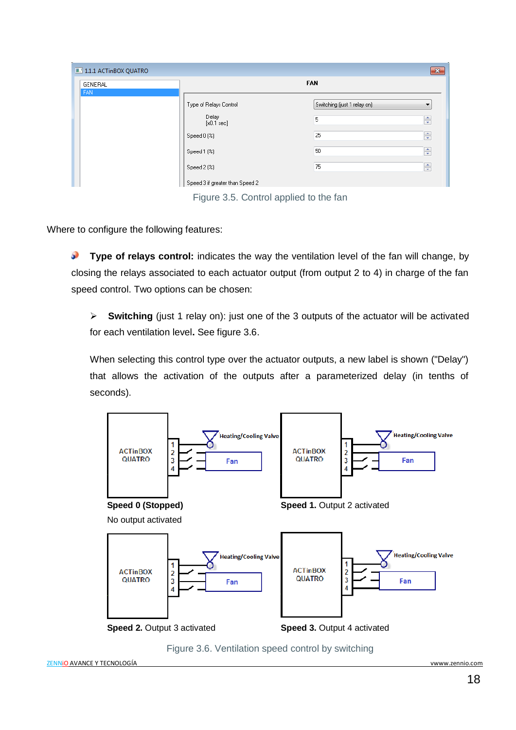Figure 3.5. Control applied to the fan

Where to configure the following features:

- **Type of relays control:** indicates the way the ventilation level of the fan will change, by closing the relays associated to each actuator output (from output 2 to 4) in charge of the fan speed control. Two options can be chosen:

  - **Switching** (just 1 relay on): just one of the 3 outputs of the actuator will be activated for each ventilation level**.** See figure 3.6.

    When selecting this control type over the actuator outputs, a new label is shown ("Delay") that allows the activation of the outputs after a parameterized delay (in tenths of seconds).

**Speed 0 (Stopped)**
No output activated

**Speed 1.** Output 2 activated

**Speed 2.** Output 3 activated

**Speed 3.** Output 4 activated

Figure 3.6. Ventilation speed control by switching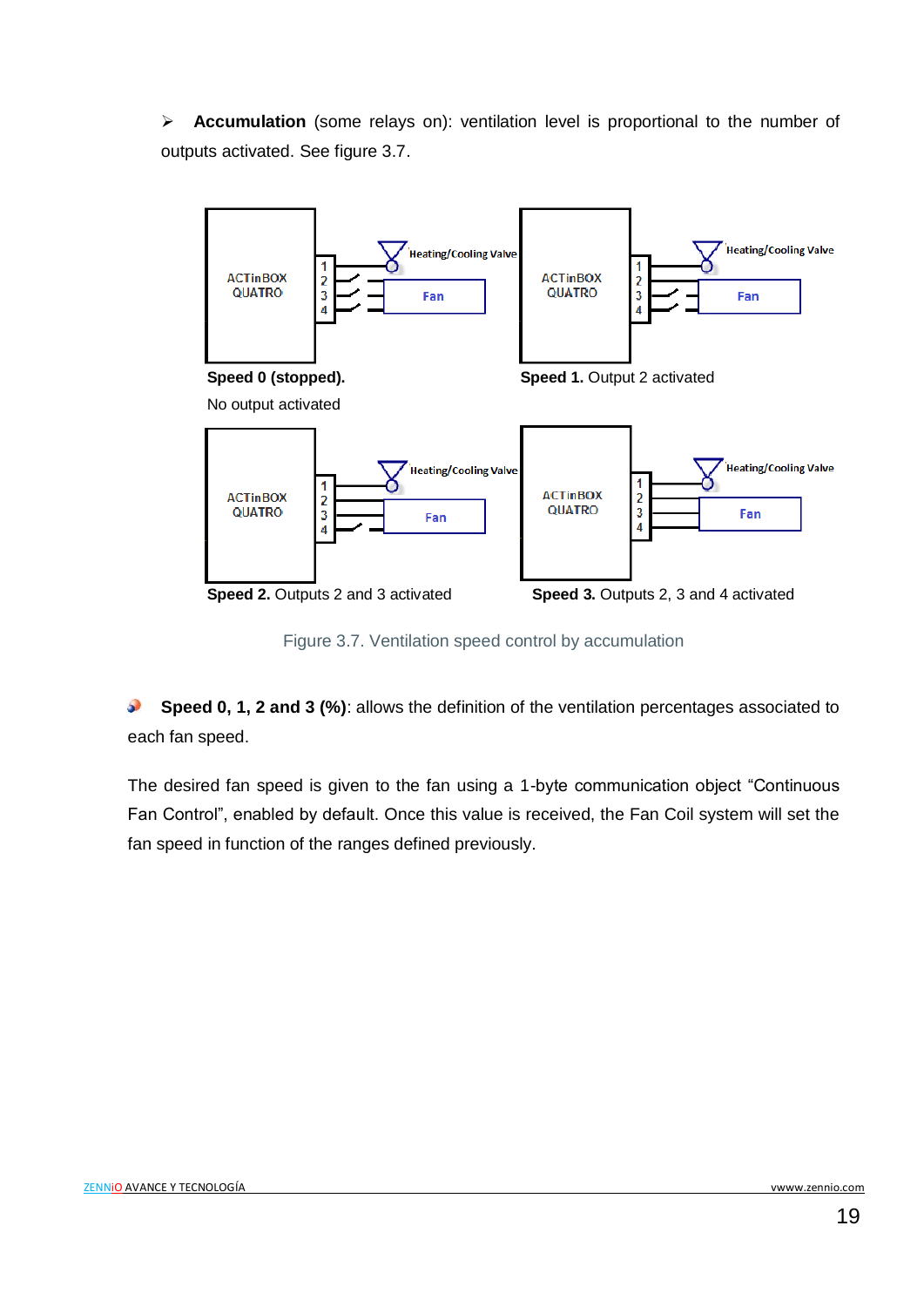- **Accumulation** (some relays on): ventilation level is proportional to the number of outputs activated. See figure 3.7.

**Speed 0 (stopped).**
No output activated

**Speed 1.** Output 2 activated

**Speed 2.** Outputs 2 and 3 activated

**Speed 3.** Outputs 2, 3 and 4 activated

Figure 3.7. Ventilation speed control by accumulation

- **Speed 0, 1, 2 and 3 (%)**: allows the definition of the ventilation percentages associated to each fan speed.

The desired fan speed is given to the fan using a 1-byte communication object "Continuous Fan Control", enabled by default. Once this value is received, the Fan Coil system will set the fan speed in function of the ranges defined previously.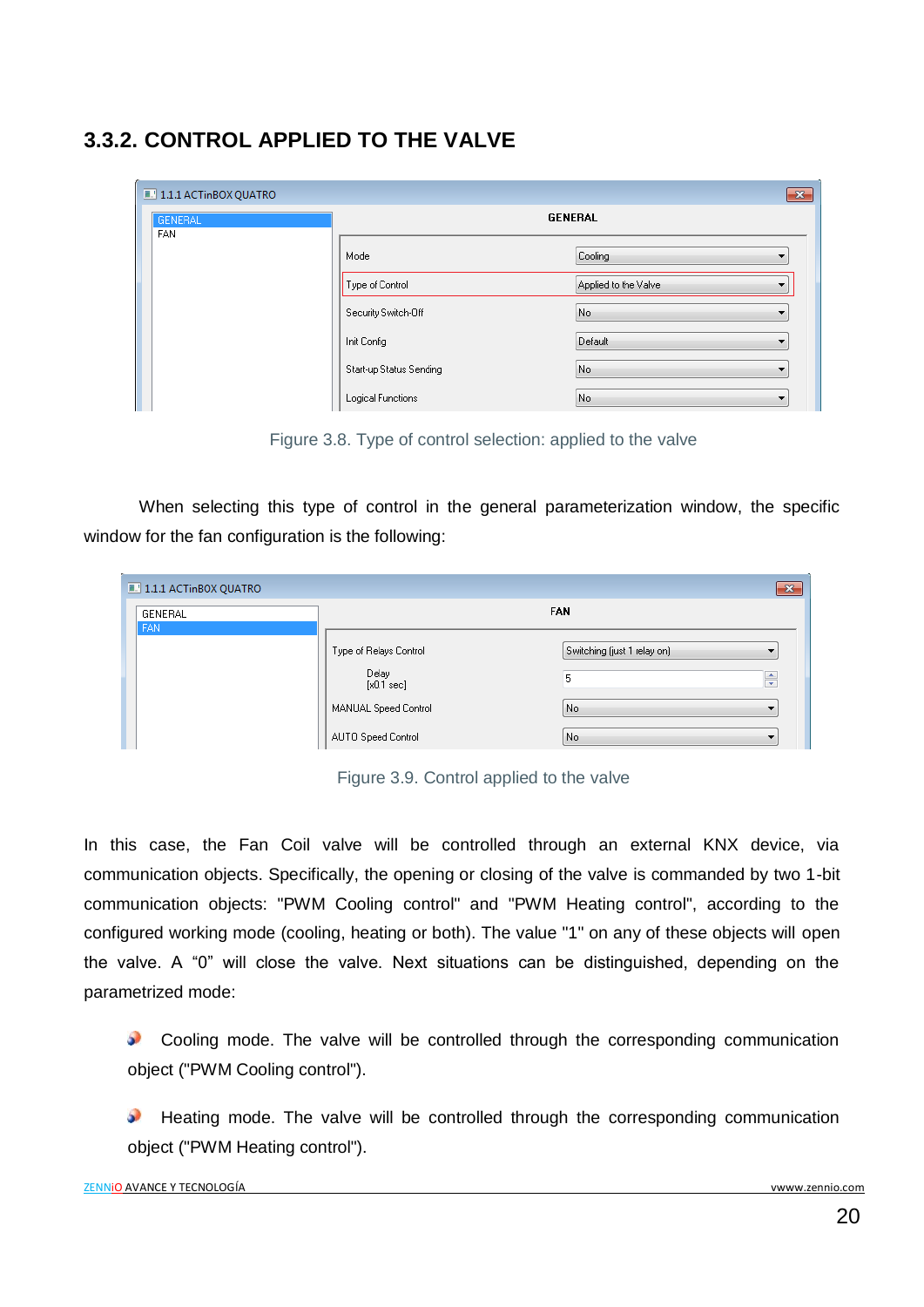### 3.3.2. CONTROL APPLIED TO THE VALVE

Figure 3.8. Type of control selection: applied to the valve

When selecting this type of control in the general parameterization window, the specific window for the fan configuration is the following:

Figure 3.9. Control applied to the valve

In this case, the Fan Coil valve will be controlled through an external KNX device, via communication objects. Specifically, the opening or closing of the valve is commanded by two 1-bit communication objects: "PWM Cooling control" and "PWM Heating control", according to the configured working mode (cooling, heating or both). The value "1" on any of these objects will open the valve. A "0" will close the valve. Next situations can be distinguished, depending on the parametrized mode:

- Cooling mode. The valve will be controlled through the corresponding communication object ("PWM Cooling control").
- Heating mode. The valve will be controlled through the corresponding communication object ("PWM Heating control").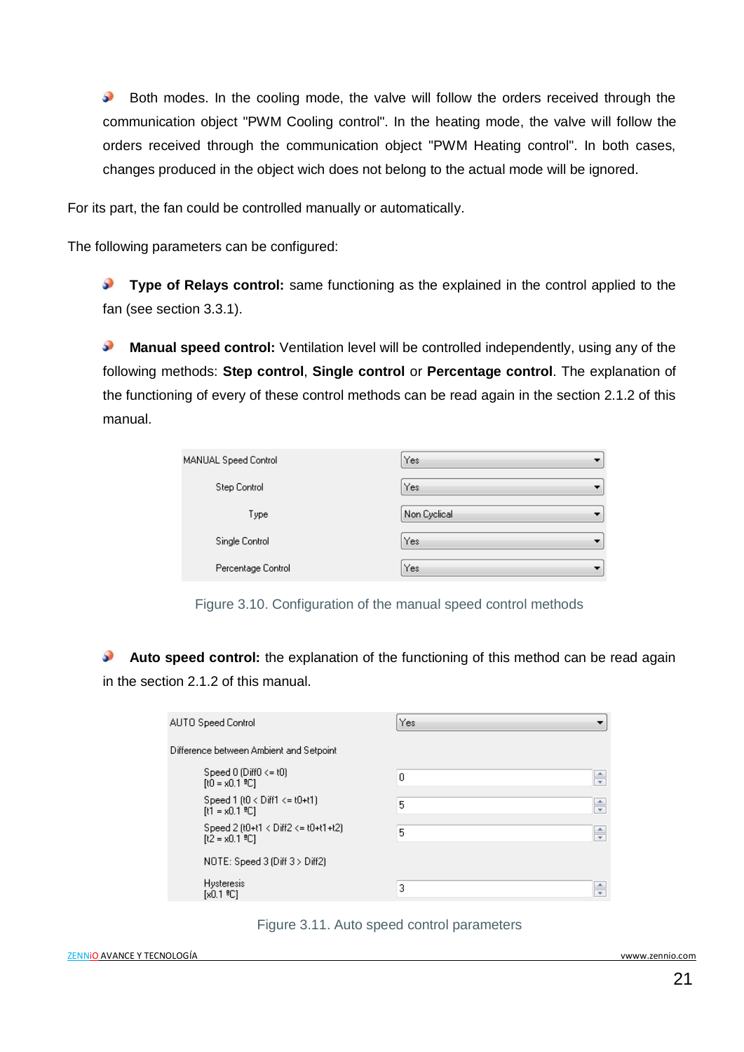- Both modes. In the cooling mode, the valve will follow the orders received through the communication object "PWM Cooling control". In the heating mode, the valve will follow the orders received through the communication object "PWM Heating control". In both cases, changes produced in the object wich does not belong to the actual mode will be ignored.

For its part, the fan could be controlled manually or automatically.

The following parameters can be configured:

- **Type of Relays control:** same functioning as the explained in the control applied to the fan (see section 3.3.1).

- **Manual speed control:** Ventilation level will be controlled independently, using any of the following methods: **Step control**, **Single control** or **Percentage control**. The explanation of the functioning of every of these control methods can be read again in the section 2.1.2 of this manual.

| Parameter | Value |
|---|---|
| MANUAL Speed Control | Yes |
| Step Control | Yes |
| Type | Non Cyclical |
| Single Control | Yes |
| Percentage Control | Yes |

Figure 3.10. Configuration of the manual speed control methods

- **Auto speed control:** the explanation of the functioning of this method can be read again in the section 2.1.2 of this manual.

| Parameter | Value |
|---|---|
| AUTO Speed Control | Yes |
| Difference between Ambient and Setpoint | |
| Speed 0 (Diff0 <= t0) [t0 = x0.1 ºC] | 0 |
| Speed 1 (t0 < Diff1 <= t0+t1) [t1 = x0.1 ºC] | 5 |
| Speed 2 (t0+t1 < Diff2 <= t0+t1+t2) [t2 = x0.1 ºC] | 5 |
| NOTE: Speed 3 (Diff 3 > Diff2) | |
| Hysteresis [x0.1 ºC] | 3 |

Figure 3.11. Auto speed control parameters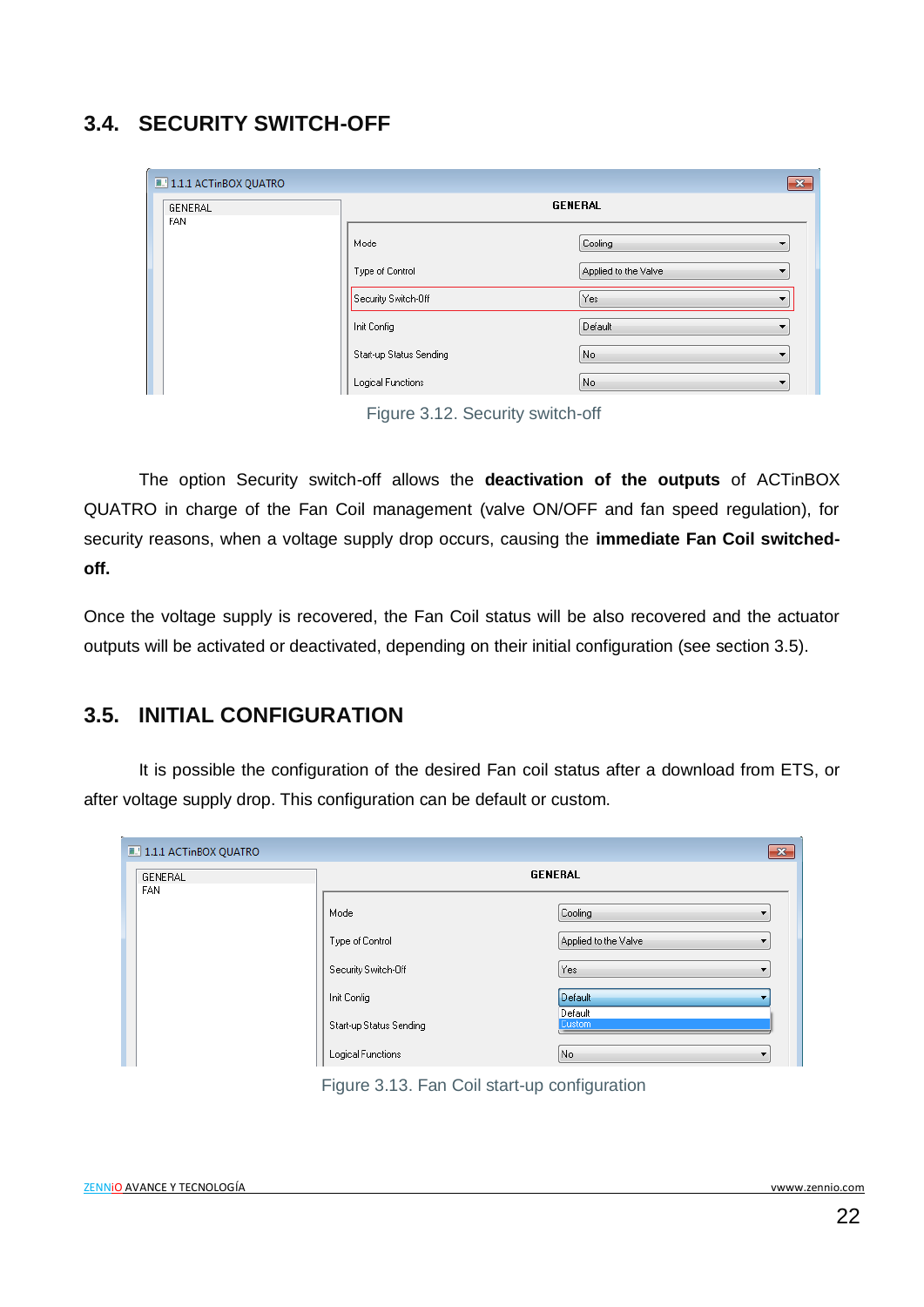## 3.4. SECURITY SWITCH-OFF

Figure 3.12. Security switch-off

The option Security switch-off allows the **deactivation of the outputs** of ACTinBOX QUATRO in charge of the Fan Coil management (valve ON/OFF and fan speed regulation), for security reasons, when a voltage supply drop occurs, causing the **immediate Fan Coil switched-off.**

Once the voltage supply is recovered, the Fan Coil status will be also recovered and the actuator outputs will be activated or deactivated, depending on their initial configuration (see section 3.5).

## 3.5. INITIAL CONFIGURATION

It is possible the configuration of the desired Fan coil status after a download from ETS, or after voltage supply drop. This configuration can be default or custom.

Figure 3.13. Fan Coil start-up configuration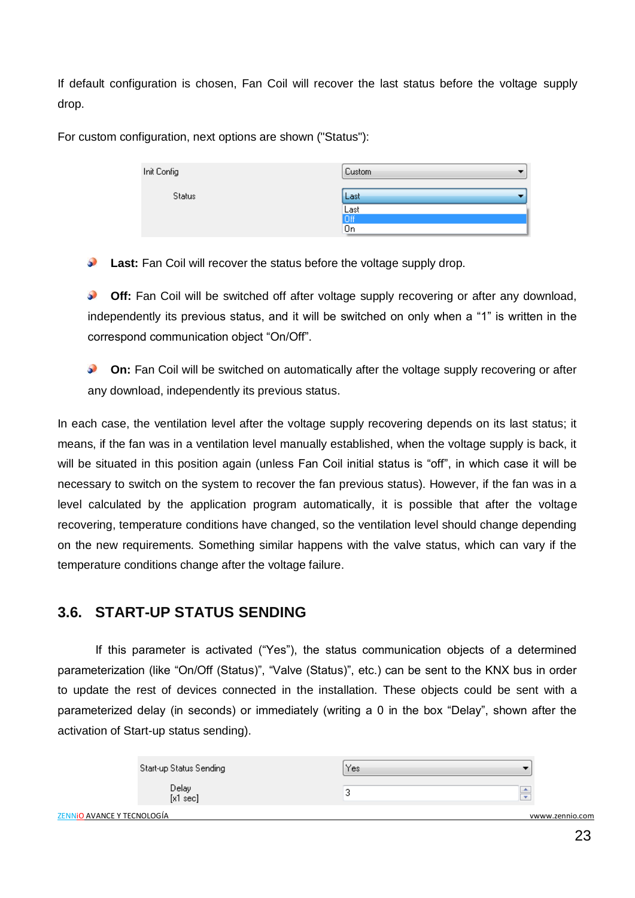If default configuration is chosen, Fan Coil will recover the last status before the voltage supply drop.

For custom configuration, next options are shown ("Status"):

| Init Config | Custom |
| --- | --- |
| Status | Last |
| | Last |
| | Off |
| | On |

- **Last:** Fan Coil will recover the status before the voltage supply drop.

- **Off:** Fan Coil will be switched off after voltage supply recovering or after any download, independently its previous status, and it will be switched on only when a "1" is written in the correspond communication object "On/Off".

- **On:** Fan Coil will be switched on automatically after the voltage supply recovering or after any download, independently its previous status.

In each case, the ventilation level after the voltage supply recovering depends on its last status; it means, if the fan was in a ventilation level manually established, when the voltage supply is back, it will be situated in this position again (unless Fan Coil initial status is "off", in which case it will be necessary to switch on the system to recover the fan previous status). However, if the fan was in a level calculated by the application program automatically, it is possible that after the voltage recovering, temperature conditions have changed, so the ventilation level should change depending on the new requirements. Something similar happens with the valve status, which can vary if the temperature conditions change after the voltage failure.

## 3.6. START-UP STATUS SENDING

If this parameter is activated ("Yes"), the status communication objects of a determined parameterization (like "On/Off (Status)", "Valve (Status)", etc.) can be sent to the KNX bus in order to update the rest of devices connected in the installation. These objects could be sent with a parameterized delay (in seconds) or immediately (writing a 0 in the box "Delay", shown after the activation of Start-up status sending).

| Start-up Status Sending | Yes |
| --- | --- |
| Delay [x1 sec] | 3 |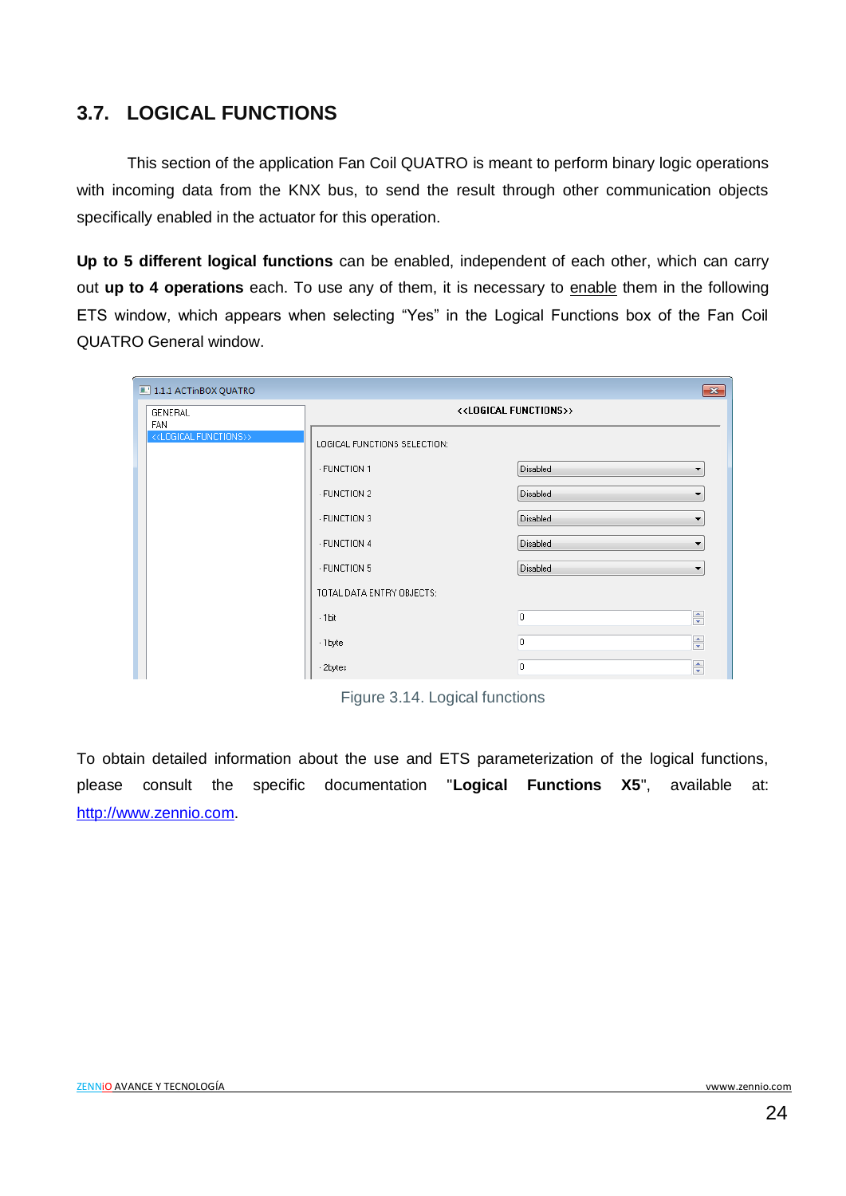## 3.7. LOGICAL FUNCTIONS

This section of the application Fan Coil QUATRO is meant to perform binary logic operations with incoming data from the KNX bus, to send the result through other communication objects specifically enabled in the actuator for this operation.

**Up to 5 different logical functions** can be enabled, independent of each other, which can carry out **up to 4 operations** each. To use any of them, it is necessary to enable them in the following ETS window, which appears when selecting "Yes" in the Logical Functions box of the Fan Coil QUATRO General window.

Figure 3.14. Logical functions

To obtain detailed information about the use and ETS parameterization of the logical functions, please consult the specific documentation "**Logical Functions X5**", available at: http://www.zennio.com.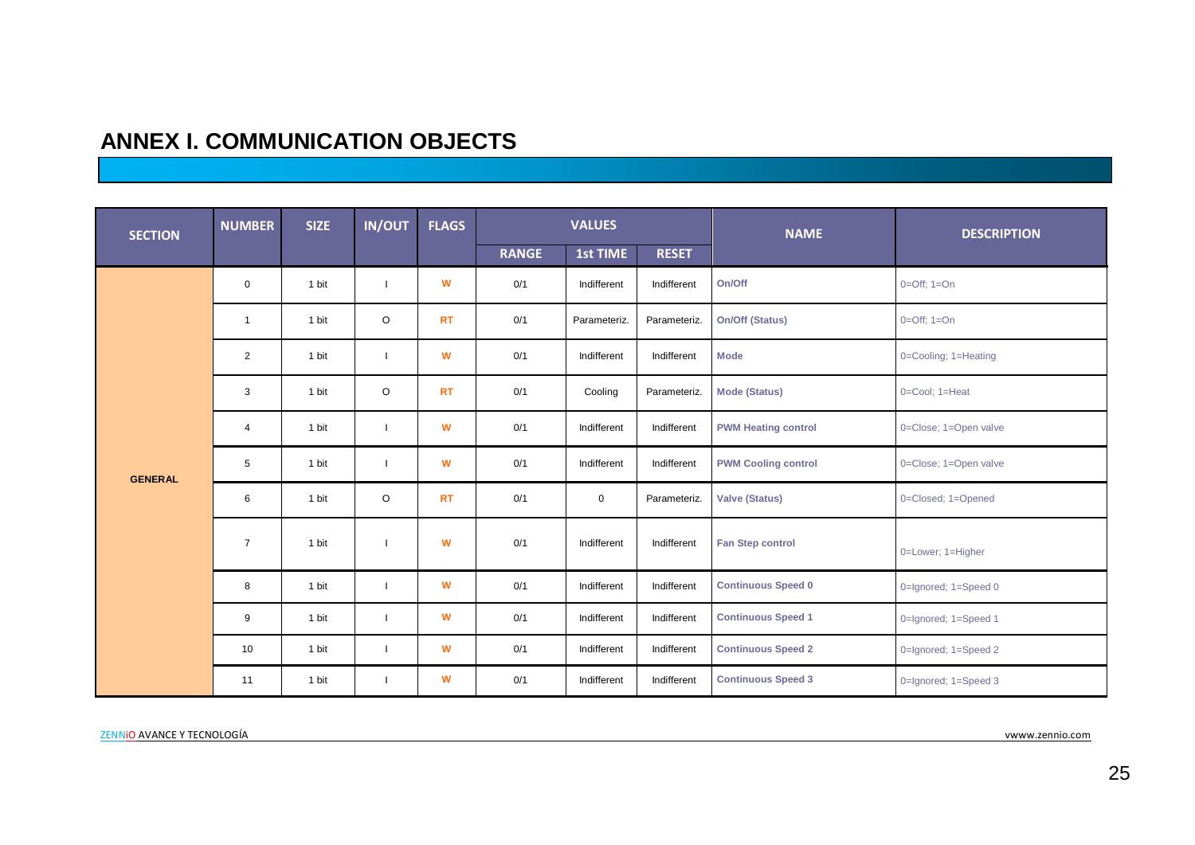# ANNEX I. COMMUNICATION OBJECTS

| SECTION | NUMBER | SIZE | IN/OUT | FLAGS | VALUES | | | NAME | DESCRIPTION |
|---|---|---|---|---|---|---|---|---|---|
| | | | | | RANGE | 1st TIME | RESET | | |
| GENERAL | 0 | 1 bit | I | W | 0/1 | Indifferent | Indifferent | On/Off | 0=Off; 1=On |
| | 1 | 1 bit | O | RT | 0/1 | Parameteriz. | Parameteriz. | On/Off (Status) | 0=Off; 1=On |
| | 2 | 1 bit | I | W | 0/1 | Indifferent | Indifferent | Mode | 0=Cooling; 1=Heating |
| | 3 | 1 bit | O | RT | 0/1 | Cooling | Parameteriz. | Mode (Status) | 0=Cool; 1=Heat |
| | 4 | 1 bit | I | W | 0/1 | Indifferent | Indifferent | PWM Heating control | 0=Close; 1=Open valve |
| | 5 | 1 bit | I | W | 0/1 | Indifferent | Indifferent | PWM Cooling control | 0=Close; 1=Open valve |
| | 6 | 1 bit | O | RT | 0/1 | 0 | Parameteriz. | Valve (Status) | 0=Closed; 1=Opened |
| | 7 | 1 bit | I | W | 0/1 | Indifferent | Indifferent | Fan Step control | 0=Lower; 1=Higher |
| | 8 | 1 bit | I | W | 0/1 | Indifferent | Indifferent | Continuous Speed 0 | 0=Ignored; 1=Speed 0 |
| | 9 | 1 bit | I | W | 0/1 | Indifferent | Indifferent | Continuous Speed 1 | 0=Ignored; 1=Speed 1 |
| | 10 | 1 bit | I | W | 0/1 | Indifferent | Indifferent | Continuous Speed 2 | 0=Ignored; 1=Speed 2 |
| | 11 | 1 bit | I | W | 0/1 | Indifferent | Indifferent | Continuous Speed 3 | 0=Ignored; 1=Speed 3 |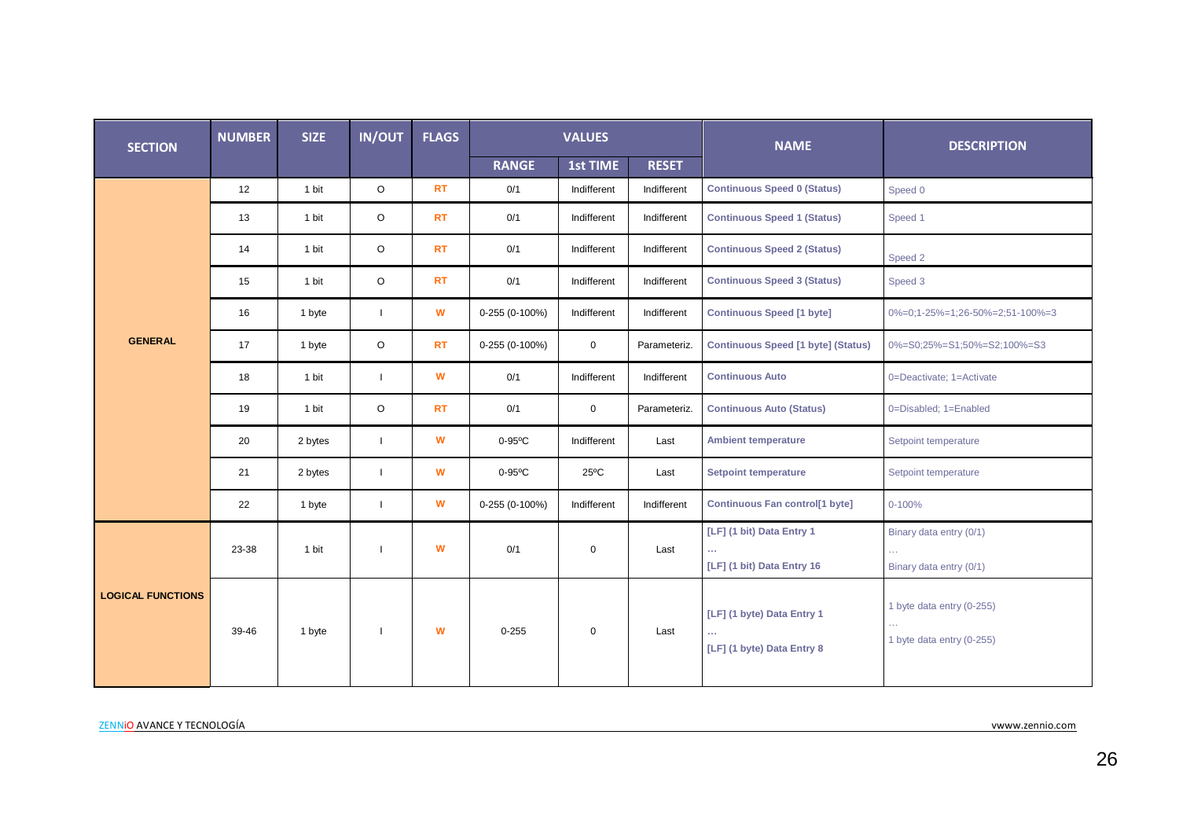| SECTION | NUMBER | SIZE | IN/OUT | FLAGS | VALUES | | | NAME | DESCRIPTION |
|---|---|---|---|---|---|---|---|---|---|
| | | | | | RANGE | 1st TIME | RESET | | |
| GENERAL | 12 | 1 bit | O | RT | 0/1 | Indifferent | Indifferent | Continuous Speed 0 (Status) | Speed 0 |
| | 13 | 1 bit | O | RT | 0/1 | Indifferent | Indifferent | Continuous Speed 1 (Status) | Speed 1 |
| | 14 | 1 bit | O | RT | 0/1 | Indifferent | Indifferent | Continuous Speed 2 (Status) | Speed 2 |
| | 15 | 1 bit | O | RT | 0/1 | Indifferent | Indifferent | Continuous Speed 3 (Status) | Speed 3 |
| | 16 | 1 byte | I | W | 0-255 (0-100%) | Indifferent | Indifferent | Continuous Speed [1 byte] | 0%=0;1-25%=1;26-50%=2;51-100%=3 |
| | 17 | 1 byte | O | RT | 0-255 (0-100%) | 0 | Parameteriz. | Continuous Speed [1 byte] (Status) | 0%=S0;25%=S1;50%=S2;100%=S3 |
| | 18 | 1 bit | I | W | 0/1 | Indifferent | Indifferent | Continuous Auto | 0=Deactivate; 1=Activate |
| | 19 | 1 bit | O | RT | 0/1 | 0 | Parameteriz. | Continuous Auto (Status) | 0=Disabled; 1=Enabled |
| | 20 | 2 bytes | I | W | 0-95ºC | Indifferent | Last | Ambient temperature | Setpoint temperature |
| | 21 | 2 bytes | I | W | 0-95ºC | 25ºC | Last | Setpoint temperature | Setpoint temperature |
| | 22 | 1 byte | I | W | 0-255 (0-100%) | Indifferent | Indifferent | Continuous Fan control[1 byte] | 0-100% |
| LOGICAL FUNCTIONS | 23-38 | 1 bit | I | W | 0/1 | 0 | Last | [LF] (1 bit) Data Entry 1 … [LF] (1 bit) Data Entry 16 | Binary data entry (0/1) … Binary data entry (0/1) |
| | 39-46 | 1 byte | I | W | 0-255 | 0 | Last | [LF] (1 byte) Data Entry 1 … [LF] (1 byte) Data Entry 8 | 1 byte data entry (0-255) … 1 byte data entry (0-255) |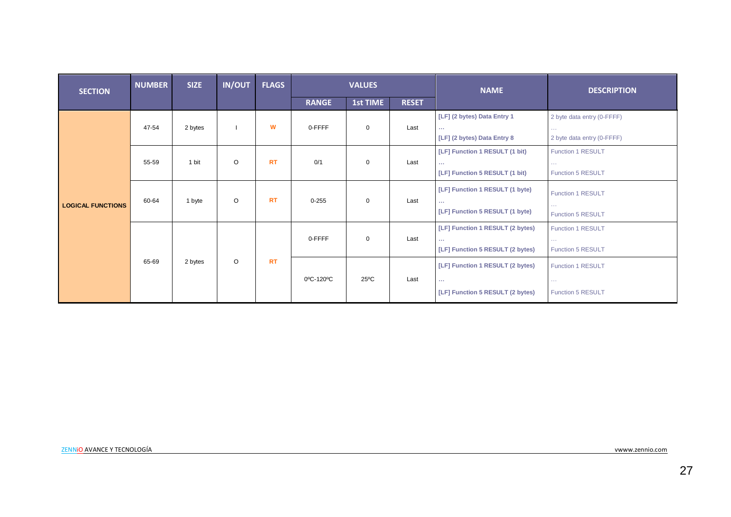| SECTION | NUMBER | SIZE | IN/OUT | FLAGS | VALUES | | | NAME | DESCRIPTION |
|---|---|---|---|---|---|---|---|---|---|
| | | | | | RANGE | 1st TIME | RESET | | |
| LOGICAL FUNCTIONS | 47-54 | 2 bytes | I | W | 0-FFFF | 0 | Last | [LF] (2 bytes) Data Entry 1 … [LF] (2 bytes) Data Entry 8 | 2 byte data entry (0-FFFF) … 2 byte data entry (0-FFFF) |
| | 55-59 | 1 bit | O | RT | 0/1 | 0 | Last | [LF] Function 1 RESULT (1 bit) … [LF] Function 5 RESULT (1 bit) | Function 1 RESULT … Function 5 RESULT |
| | 60-64 | 1 byte | O | RT | 0-255 | 0 | Last | [LF] Function 1 RESULT (1 byte) … [LF] Function 5 RESULT (1 byte) | Function 1 RESULT … Function 5 RESULT |
| | 65-69 | 2 bytes | O | RT | 0-FFFF | 0 | Last | [LF] Function 1 RESULT (2 bytes) … [LF] Function 5 RESULT (2 bytes) | Function 1 RESULT … Function 5 RESULT |
| | | | | | 0ºC-120ºC | 25ºC | Last | [LF] Function 1 RESULT (2 bytes) … [LF] Function 5 RESULT (2 bytes) | Function 1 RESULT … Function 5 RESULT |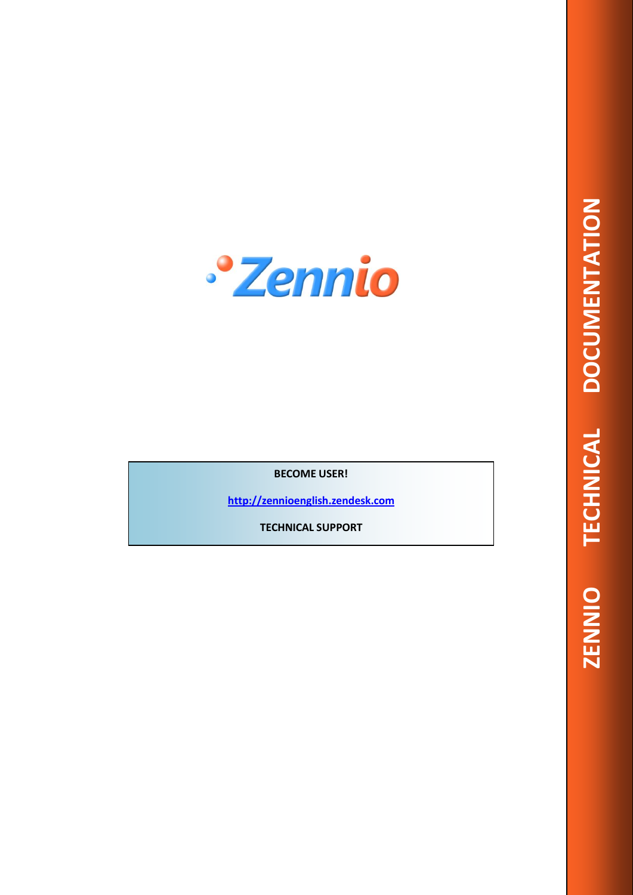Zennio

**BECOME USER!**

http://zennioenglish.zendesk.com

**TECHNICAL SUPPORT**

ZENNIO TECHNICAL DOCUMENTATION